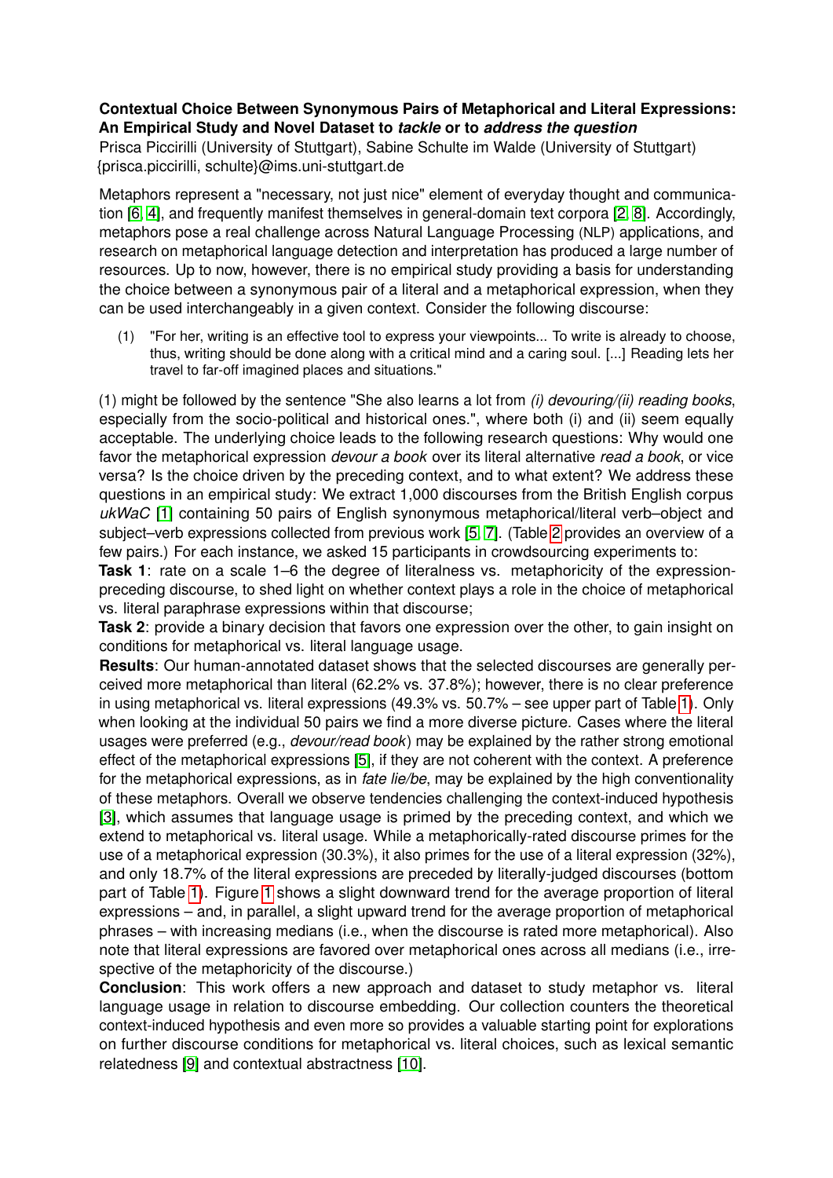**Contextual Choice Between Synonymous Pairs of Metaphorical and Literal Expressions: An Empirical Study and Novel Dataset to *tackle* or to *address the question***

Prisca Piccirilli (University of Stuttgart), Sabine Schulte im Walde (University of Stuttgart)
{prisca.piccirilli, schulte}@ims.uni-stuttgart.de

Metaphors represent a "necessary, not just nice" element of everyday thought and communication [6, 4], and frequently manifest themselves in general-domain text corpora [2, 8]. Accordingly, metaphors pose a real challenge across Natural Language Processing (NLP) applications, and research on metaphorical language detection and interpretation has produced a large number of resources. Up to now, however, there is no empirical study providing a basis for understanding the choice between a synonymous pair of a literal and a metaphorical expression, when they can be used interchangeably in a given context. Consider the following discourse:

(1) "For her, writing is an effective tool to express your viewpoints... To write is already to choose, thus, writing should be done along with a critical mind and a caring soul. [...] Reading lets her travel to far-off imagined places and situations."

(1) might be followed by the sentence "She also learns a lot from *(i) devouring/(ii) reading books*, especially from the socio-political and historical ones.", where both (i) and (ii) seem equally acceptable. The underlying choice leads to the following research questions: Why would one favor the metaphorical expression *devour a book* over its literal alternative *read a book*, or vice versa? Is the choice driven by the preceding context, and to what extent? We address these questions in an empirical study: We extract 1,000 discourses from the British English corpus *ukWaC* [1] containing 50 pairs of English synonymous metaphorical/literal verb–object and subject–verb expressions collected from previous work [5, 7]. (Table 2 provides an overview of a few pairs.) For each instance, we asked 15 participants in crowdsourcing experiments to:

**Task 1**: rate on a scale 1–6 the degree of literalness vs. metaphoricity of the expression-preceding discourse, to shed light on whether context plays a role in the choice of metaphorical vs. literal paraphrase expressions within that discourse;

**Task 2**: provide a binary decision that favors one expression over the other, to gain insight on conditions for metaphorical vs. literal language usage.

**Results**: Our human-annotated dataset shows that the selected discourses are generally perceived more metaphorical than literal (62.2% vs. 37.8%); however, there is no clear preference in using metaphorical vs. literal expressions (49.3% vs. 50.7% – see upper part of Table 1). Only when looking at the individual 50 pairs we find a more diverse picture. Cases where the literal usages were preferred (e.g., *devour/read book*) may be explained by the rather strong emotional effect of the metaphorical expressions [5], if they are not coherent with the context. A preference for the metaphorical expressions, as in *fate lie/be*, may be explained by the high conventionality of these metaphors. Overall we observe tendencies challenging the context-induced hypothesis [3], which assumes that language usage is primed by the preceding context, and which we extend to metaphorical vs. literal usage. While a metaphorically-rated discourse primes for the use of a metaphorical expression (30.3%), it also primes for the use of a literal expression (32%), and only 18.7% of the literal expressions are preceded by literally-judged discourses (bottom part of Table 1). Figure 1 shows a slight downward trend for the average proportion of literal expressions – and, in parallel, a slight upward trend for the average proportion of metaphorical phrases – with increasing medians (i.e., when the discourse is rated more metaphorical). Also note that literal expressions are favored over metaphorical ones across all medians (i.e., irrespective of the metaphoricity of the discourse.)

**Conclusion**: This work offers a new approach and dataset to study metaphor vs. literal language usage in relation to discourse embedding. Our collection counters the theoretical context-induced hypothesis and even more so provides a valuable starting point for explorations on further discourse conditions for metaphorical vs. literal choices, such as lexical semantic relatedness [9] and contextual abstractness [10].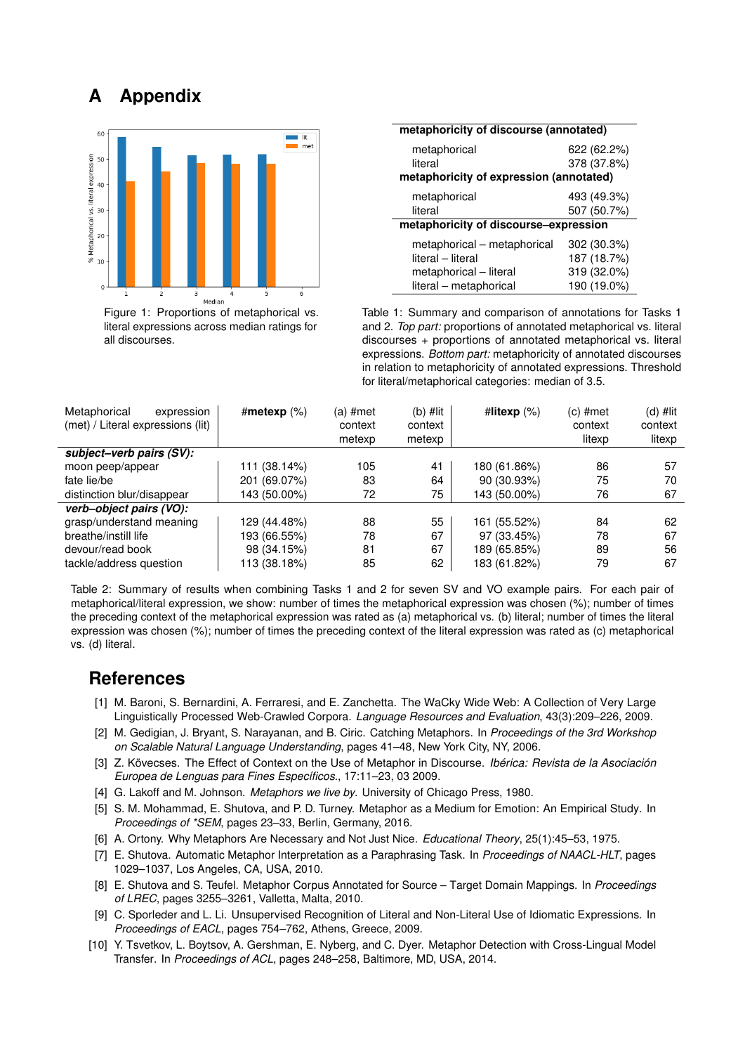# A Appendix

60
50
40
30
20
10
0
% Metaphorical vs. literal expression
1 2 3 4 5 6
Median
lit
met

Figure 1: Proportions of metaphorical vs. literal expressions across median ratings for all discourses.

| | |
|---|---|
| **metaphoricity of discourse (annotated)** | |
| metaphorical | 622 (62.2%) |
| literal | 378 (37.8%) |
| **metaphoricity of expression (annotated)** | |
| metaphorical | 493 (49.3%) |
| literal | 507 (50.7%) |
| **metaphoricity of discourse–expression** | |
| metaphorical – metaphorical | 302 (30.3%) |
| literal – literal | 187 (18.7%) |
| metaphorical – literal | 319 (32.0%) |
| literal – metaphorical | 190 (19.0%) |

Table 1: Summary and comparison of annotations for Tasks 1 and 2. *Top part:* proportions of annotated metaphorical vs. literal discourses + proportions of annotated metaphorical vs. literal expressions. *Bottom part:* metaphoricity of annotated discourses in relation to metaphoricity of annotated expressions. Threshold for literal/metaphorical categories: median of 3.5.

| Metaphorical expression (met) / Literal expressions (lit) | **#metexp** (%) | (a) #met context metexp | (b) #lit context metexp | **#litexp** (%) | (c) #met context litexp | (d) #lit context litexp |
|---|---|---|---|---|---|---|
| ***subject–verb pairs (SV):*** | | | | | | |
| moon peep/appear | 111 (38.14%) | 105 | 41 | 180 (61.86%) | 86 | 57 |
| fate lie/be | 201 (69.07%) | 83 | 64 | 90 (30.93%) | 75 | 70 |
| distinction blur/disappear | 143 (50.00%) | 72 | 75 | 143 (50.00%) | 76 | 67 |
| ***verb–object pairs (VO):*** | | | | | | |
| grasp/understand meaning | 129 (44.48%) | 88 | 55 | 161 (55.52%) | 84 | 62 |
| breathe/instill life | 193 (66.55%) | 78 | 67 | 97 (33.45%) | 78 | 67 |
| devour/read book | 98 (34.15%) | 81 | 67 | 189 (65.85%) | 89 | 56 |
| tackle/address question | 113 (38.18%) | 85 | 62 | 183 (61.82%) | 79 | 67 |

Table 2: Summary of results when combining Tasks 1 and 2 for seven SV and VO example pairs. For each pair of metaphorical/literal expression, we show: number of times the metaphorical expression was chosen (%); number of times the preceding context of the metaphorical expression was rated as (a) metaphorical vs. (b) literal; number of times the literal expression was chosen (%); number of times the preceding context of the literal expression was rated as (c) metaphorical vs. (d) literal.

# References

[1] M. Baroni, S. Bernardini, A. Ferraresi, and E. Zanchetta. The WaCky Wide Web: A Collection of Very Large Linguistically Processed Web-Crawled Corpora. *Language Resources and Evaluation*, 43(3):209–226, 2009.

[2] M. Gedigian, J. Bryant, S. Narayanan, and B. Ciric. Catching Metaphors. In *Proceedings of the 3rd Workshop on Scalable Natural Language Understanding*, pages 41–48, New York City, NY, 2006.

[3] Z. Kövecses. The Effect of Context on the Use of Metaphor in Discourse. *Ibérica: Revista de la Asociación Europea de Lenguas para Fines Específicos.*, 17:11–23, 03 2009.

[4] G. Lakoff and M. Johnson. *Metaphors we live by.* University of Chicago Press, 1980.

[5] S. M. Mohammad, E. Shutova, and P. D. Turney. Metaphor as a Medium for Emotion: An Empirical Study. In *Proceedings of *SEM*, pages 23–33, Berlin, Germany, 2016.

[6] A. Ortony. Why Metaphors Are Necessary and Not Just Nice. *Educational Theory*, 25(1):45–53, 1975.

[7] E. Shutova. Automatic Metaphor Interpretation as a Paraphrasing Task. In *Proceedings of NAACL-HLT*, pages 1029–1037, Los Angeles, CA, USA, 2010.

[8] E. Shutova and S. Teufel. Metaphor Corpus Annotated for Source – Target Domain Mappings. In *Proceedings of LREC*, pages 3255–3261, Valletta, Malta, 2010.

[9] C. Sporleder and L. Li. Unsupervised Recognition of Literal and Non-Literal Use of Idiomatic Expressions. In *Proceedings of EACL*, pages 754–762, Athens, Greece, 2009.

[10] Y. Tsvetkov, L. Boytsov, A. Gershman, E. Nyberg, and C. Dyer. Metaphor Detection with Cross-Lingual Model Transfer. In *Proceedings of ACL*, pages 248–258, Baltimore, MD, USA, 2014.